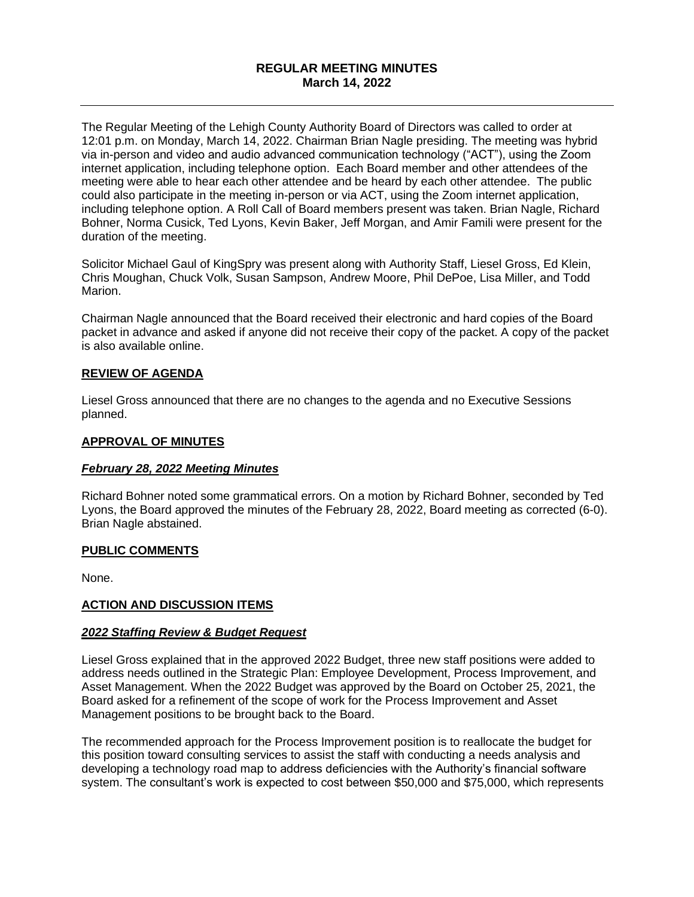# REGULAR MEETING MINUTES
## March 14, 2022

---

The Regular Meeting of the Lehigh County Authority Board of Directors was called to order at 12:01 p.m. on Monday, March 14, 2022. Chairman Brian Nagle presiding. The meeting was hybrid via in-person and video and audio advanced communication technology ("ACT"), using the Zoom internet application, including telephone option. Each Board member and other attendees of the meeting were able to hear each other attendee and be heard by each other attendee. The public could also participate in the meeting in-person or via ACT, using the Zoom internet application, including telephone option. A Roll Call of Board members present was taken. Brian Nagle, Richard Bohner, Norma Cusick, Ted Lyons, Kevin Baker, Jeff Morgan, and Amir Famili were present for the duration of the meeting.

Solicitor Michael Gaul of KingSpry was present along with Authority Staff, Liesel Gross, Ed Klein, Chris Moughan, Chuck Volk, Susan Sampson, Andrew Moore, Phil DePoe, Lisa Miller, and Todd Marion.

Chairman Nagle announced that the Board received their electronic and hard copies of the Board packet in advance and asked if anyone did not receive their copy of the packet. A copy of the packet is also available online.

**REVIEW OF AGENDA**

Liesel Gross announced that there are no changes to the agenda and no Executive Sessions planned.

**APPROVAL OF MINUTES**

***February 28, 2022 Meeting Minutes***

Richard Bohner noted some grammatical errors. On a motion by Richard Bohner, seconded by Ted Lyons, the Board approved the minutes of the February 28, 2022, Board meeting as corrected (6-0). Brian Nagle abstained.

**PUBLIC COMMENTS**

None.

**ACTION AND DISCUSSION ITEMS**

***2022 Staffing Review & Budget Request***

Liesel Gross explained that in the approved 2022 Budget, three new staff positions were added to address needs outlined in the Strategic Plan: Employee Development, Process Improvement, and Asset Management. When the 2022 Budget was approved by the Board on October 25, 2021, the Board asked for a refinement of the scope of work for the Process Improvement and Asset Management positions to be brought back to the Board.

The recommended approach for the Process Improvement position is to reallocate the budget for this position toward consulting services to assist the staff with conducting a needs analysis and developing a technology road map to address deficiencies with the Authority's financial software system. The consultant's work is expected to cost between $50,000 and $75,000, which represents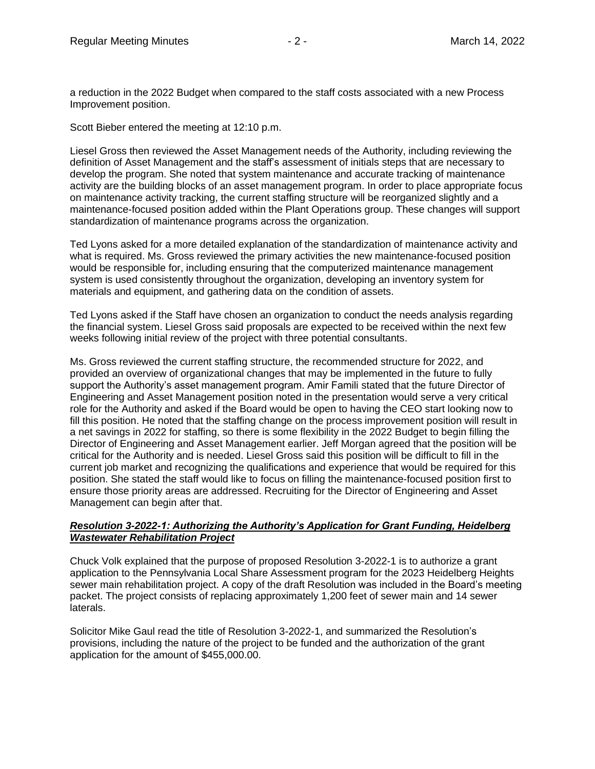a reduction in the 2022 Budget when compared to the staff costs associated with a new Process Improvement position.

Scott Bieber entered the meeting at 12:10 p.m.

Liesel Gross then reviewed the Asset Management needs of the Authority, including reviewing the definition of Asset Management and the staff's assessment of initials steps that are necessary to develop the program. She noted that system maintenance and accurate tracking of maintenance activity are the building blocks of an asset management program. In order to place appropriate focus on maintenance activity tracking, the current staffing structure will be reorganized slightly and a maintenance-focused position added within the Plant Operations group. These changes will support standardization of maintenance programs across the organization.

Ted Lyons asked for a more detailed explanation of the standardization of maintenance activity and what is required. Ms. Gross reviewed the primary activities the new maintenance-focused position would be responsible for, including ensuring that the computerized maintenance management system is used consistently throughout the organization, developing an inventory system for materials and equipment, and gathering data on the condition of assets.

Ted Lyons asked if the Staff have chosen an organization to conduct the needs analysis regarding the financial system. Liesel Gross said proposals are expected to be received within the next few weeks following initial review of the project with three potential consultants.

Ms. Gross reviewed the current staffing structure, the recommended structure for 2022, and provided an overview of organizational changes that may be implemented in the future to fully support the Authority's asset management program. Amir Famili stated that the future Director of Engineering and Asset Management position noted in the presentation would serve a very critical role for the Authority and asked if the Board would be open to having the CEO start looking now to fill this position. He noted that the staffing change on the process improvement position will result in a net savings in 2022 for staffing, so there is some flexibility in the 2022 Budget to begin filling the Director of Engineering and Asset Management earlier. Jeff Morgan agreed that the position will be critical for the Authority and is needed. Liesel Gross said this position will be difficult to fill in the current job market and recognizing the qualifications and experience that would be required for this position. She stated the staff would like to focus on filling the maintenance-focused position first to ensure those priority areas are addressed. Recruiting for the Director of Engineering and Asset Management can begin after that.

***Resolution 3-2022-1: Authorizing the Authority's Application for Grant Funding, Heidelberg Wastewater Rehabilitation Project***

Chuck Volk explained that the purpose of proposed Resolution 3-2022-1 is to authorize a grant application to the Pennsylvania Local Share Assessment program for the 2023 Heidelberg Heights sewer main rehabilitation project. A copy of the draft Resolution was included in the Board's meeting packet. The project consists of replacing approximately 1,200 feet of sewer main and 14 sewer laterals.

Solicitor Mike Gaul read the title of Resolution 3-2022-1, and summarized the Resolution's provisions, including the nature of the project to be funded and the authorization of the grant application for the amount of $455,000.00.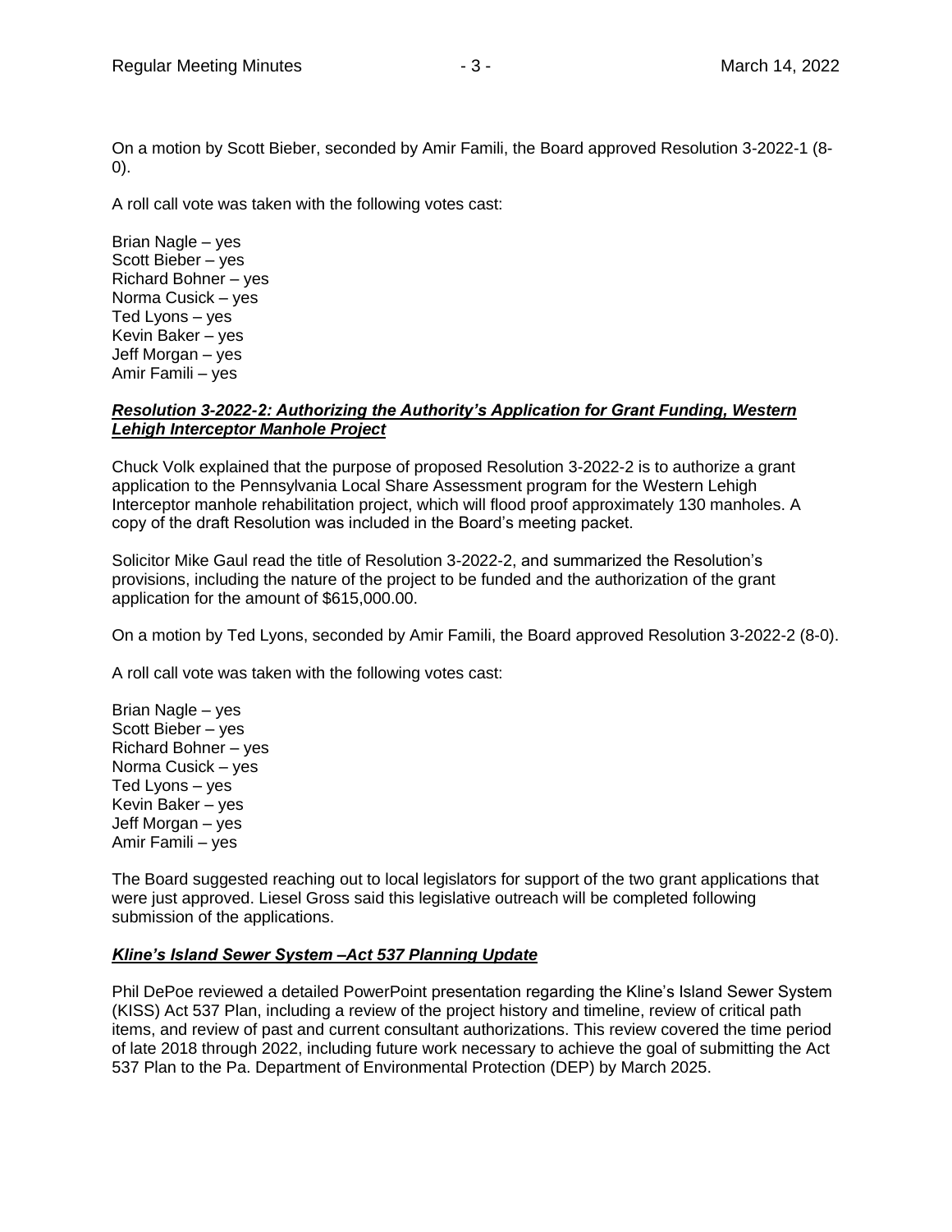On a motion by Scott Bieber, seconded by Amir Famili, the Board approved Resolution 3-2022-1 (8-0).

A roll call vote was taken with the following votes cast:

Brian Nagle – yes
Scott Bieber – yes
Richard Bohner – yes
Norma Cusick – yes
Ted Lyons – yes
Kevin Baker – yes
Jeff Morgan – yes
Amir Famili – yes

***Resolution 3-2022-2: Authorizing the Authority's Application for Grant Funding, Western Lehigh Interceptor Manhole Project***

Chuck Volk explained that the purpose of proposed Resolution 3-2022-2 is to authorize a grant application to the Pennsylvania Local Share Assessment program for the Western Lehigh Interceptor manhole rehabilitation project, which will flood proof approximately 130 manholes. A copy of the draft Resolution was included in the Board's meeting packet.

Solicitor Mike Gaul read the title of Resolution 3-2022-2, and summarized the Resolution's provisions, including the nature of the project to be funded and the authorization of the grant application for the amount of $615,000.00.

On a motion by Ted Lyons, seconded by Amir Famili, the Board approved Resolution 3-2022-2 (8-0).

A roll call vote was taken with the following votes cast:

Brian Nagle – yes
Scott Bieber – yes
Richard Bohner – yes
Norma Cusick – yes
Ted Lyons – yes
Kevin Baker – yes
Jeff Morgan – yes
Amir Famili – yes

The Board suggested reaching out to local legislators for support of the two grant applications that were just approved. Liesel Gross said this legislative outreach will be completed following submission of the applications.

***Kline's Island Sewer System –Act 537 Planning Update***

Phil DePoe reviewed a detailed PowerPoint presentation regarding the Kline's Island Sewer System (KISS) Act 537 Plan, including a review of the project history and timeline, review of critical path items, and review of past and current consultant authorizations. This review covered the time period of late 2018 through 2022, including future work necessary to achieve the goal of submitting the Act 537 Plan to the Pa. Department of Environmental Protection (DEP) by March 2025.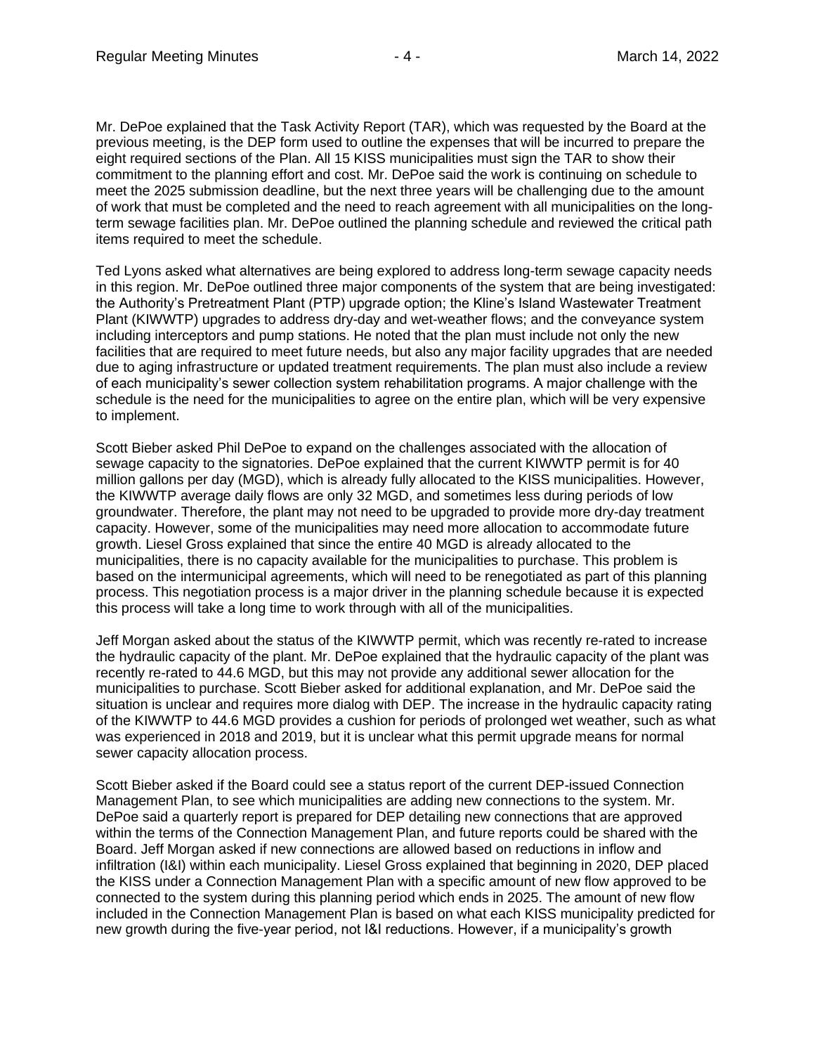Mr. DePoe explained that the Task Activity Report (TAR), which was requested by the Board at the previous meeting, is the DEP form used to outline the expenses that will be incurred to prepare the eight required sections of the Plan. All 15 KISS municipalities must sign the TAR to show their commitment to the planning effort and cost. Mr. DePoe said the work is continuing on schedule to meet the 2025 submission deadline, but the next three years will be challenging due to the amount of work that must be completed and the need to reach agreement with all municipalities on the long-term sewage facilities plan. Mr. DePoe outlined the planning schedule and reviewed the critical path items required to meet the schedule.

Ted Lyons asked what alternatives are being explored to address long-term sewage capacity needs in this region. Mr. DePoe outlined three major components of the system that are being investigated: the Authority's Pretreatment Plant (PTP) upgrade option; the Kline's Island Wastewater Treatment Plant (KIWWTP) upgrades to address dry-day and wet-weather flows; and the conveyance system including interceptors and pump stations. He noted that the plan must include not only the new facilities that are required to meet future needs, but also any major facility upgrades that are needed due to aging infrastructure or updated treatment requirements. The plan must also include a review of each municipality's sewer collection system rehabilitation programs. A major challenge with the schedule is the need for the municipalities to agree on the entire plan, which will be very expensive to implement.

Scott Bieber asked Phil DePoe to expand on the challenges associated with the allocation of sewage capacity to the signatories. DePoe explained that the current KIWWTP permit is for 40 million gallons per day (MGD), which is already fully allocated to the KISS municipalities. However, the KIWWTP average daily flows are only 32 MGD, and sometimes less during periods of low groundwater. Therefore, the plant may not need to be upgraded to provide more dry-day treatment capacity. However, some of the municipalities may need more allocation to accommodate future growth. Liesel Gross explained that since the entire 40 MGD is already allocated to the municipalities, there is no capacity available for the municipalities to purchase. This problem is based on the intermunicipal agreements, which will need to be renegotiated as part of this planning process. This negotiation process is a major driver in the planning schedule because it is expected this process will take a long time to work through with all of the municipalities.

Jeff Morgan asked about the status of the KIWWTP permit, which was recently re-rated to increase the hydraulic capacity of the plant. Mr. DePoe explained that the hydraulic capacity of the plant was recently re-rated to 44.6 MGD, but this may not provide any additional sewer allocation for the municipalities to purchase. Scott Bieber asked for additional explanation, and Mr. DePoe said the situation is unclear and requires more dialog with DEP. The increase in the hydraulic capacity rating of the KIWWTP to 44.6 MGD provides a cushion for periods of prolonged wet weather, such as what was experienced in 2018 and 2019, but it is unclear what this permit upgrade means for normal sewer capacity allocation process.

Scott Bieber asked if the Board could see a status report of the current DEP-issued Connection Management Plan, to see which municipalities are adding new connections to the system. Mr. DePoe said a quarterly report is prepared for DEP detailing new connections that are approved within the terms of the Connection Management Plan, and future reports could be shared with the Board. Jeff Morgan asked if new connections are allowed based on reductions in inflow and infiltration (I&I) within each municipality. Liesel Gross explained that beginning in 2020, DEP placed the KISS under a Connection Management Plan with a specific amount of new flow approved to be connected to the system during this planning period which ends in 2025. The amount of new flow included in the Connection Management Plan is based on what each KISS municipality predicted for new growth during the five-year period, not I&I reductions. However, if a municipality's growth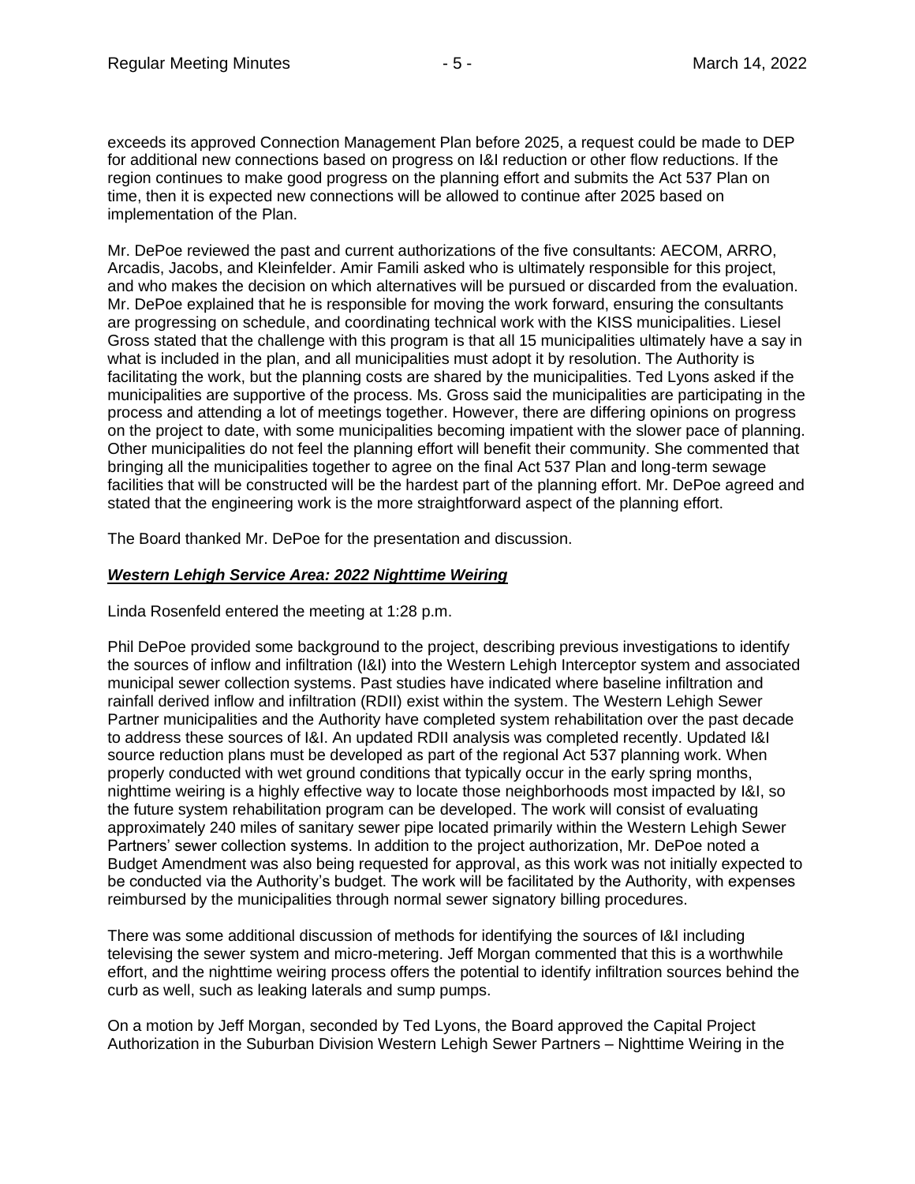exceeds its approved Connection Management Plan before 2025, a request could be made to DEP for additional new connections based on progress on I&I reduction or other flow reductions. If the region continues to make good progress on the planning effort and submits the Act 537 Plan on time, then it is expected new connections will be allowed to continue after 2025 based on implementation of the Plan.

Mr. DePoe reviewed the past and current authorizations of the five consultants: AECOM, ARRO, Arcadis, Jacobs, and Kleinfelder. Amir Famili asked who is ultimately responsible for this project, and who makes the decision on which alternatives will be pursued or discarded from the evaluation. Mr. DePoe explained that he is responsible for moving the work forward, ensuring the consultants are progressing on schedule, and coordinating technical work with the KISS municipalities. Liesel Gross stated that the challenge with this program is that all 15 municipalities ultimately have a say in what is included in the plan, and all municipalities must adopt it by resolution. The Authority is facilitating the work, but the planning costs are shared by the municipalities. Ted Lyons asked if the municipalities are supportive of the process. Ms. Gross said the municipalities are participating in the process and attending a lot of meetings together. However, there are differing opinions on progress on the project to date, with some municipalities becoming impatient with the slower pace of planning. Other municipalities do not feel the planning effort will benefit their community. She commented that bringing all the municipalities together to agree on the final Act 537 Plan and long-term sewage facilities that will be constructed will be the hardest part of the planning effort. Mr. DePoe agreed and stated that the engineering work is the more straightforward aspect of the planning effort.

The Board thanked Mr. DePoe for the presentation and discussion.

***Western Lehigh Service Area: 2022 Nighttime Weiring***

Linda Rosenfeld entered the meeting at 1:28 p.m.

Phil DePoe provided some background to the project, describing previous investigations to identify the sources of inflow and infiltration (I&I) into the Western Lehigh Interceptor system and associated municipal sewer collection systems. Past studies have indicated where baseline infiltration and rainfall derived inflow and infiltration (RDII) exist within the system. The Western Lehigh Sewer Partner municipalities and the Authority have completed system rehabilitation over the past decade to address these sources of I&I. An updated RDII analysis was completed recently. Updated I&I source reduction plans must be developed as part of the regional Act 537 planning work. When properly conducted with wet ground conditions that typically occur in the early spring months, nighttime weiring is a highly effective way to locate those neighborhoods most impacted by I&I, so the future system rehabilitation program can be developed. The work will consist of evaluating approximately 240 miles of sanitary sewer pipe located primarily within the Western Lehigh Sewer Partners' sewer collection systems. In addition to the project authorization, Mr. DePoe noted a Budget Amendment was also being requested for approval, as this work was not initially expected to be conducted via the Authority's budget. The work will be facilitated by the Authority, with expenses reimbursed by the municipalities through normal sewer signatory billing procedures.

There was some additional discussion of methods for identifying the sources of I&I including televising the sewer system and micro-metering. Jeff Morgan commented that this is a worthwhile effort, and the nighttime weiring process offers the potential to identify infiltration sources behind the curb as well, such as leaking laterals and sump pumps.

On a motion by Jeff Morgan, seconded by Ted Lyons, the Board approved the Capital Project Authorization in the Suburban Division Western Lehigh Sewer Partners – Nighttime Weiring in the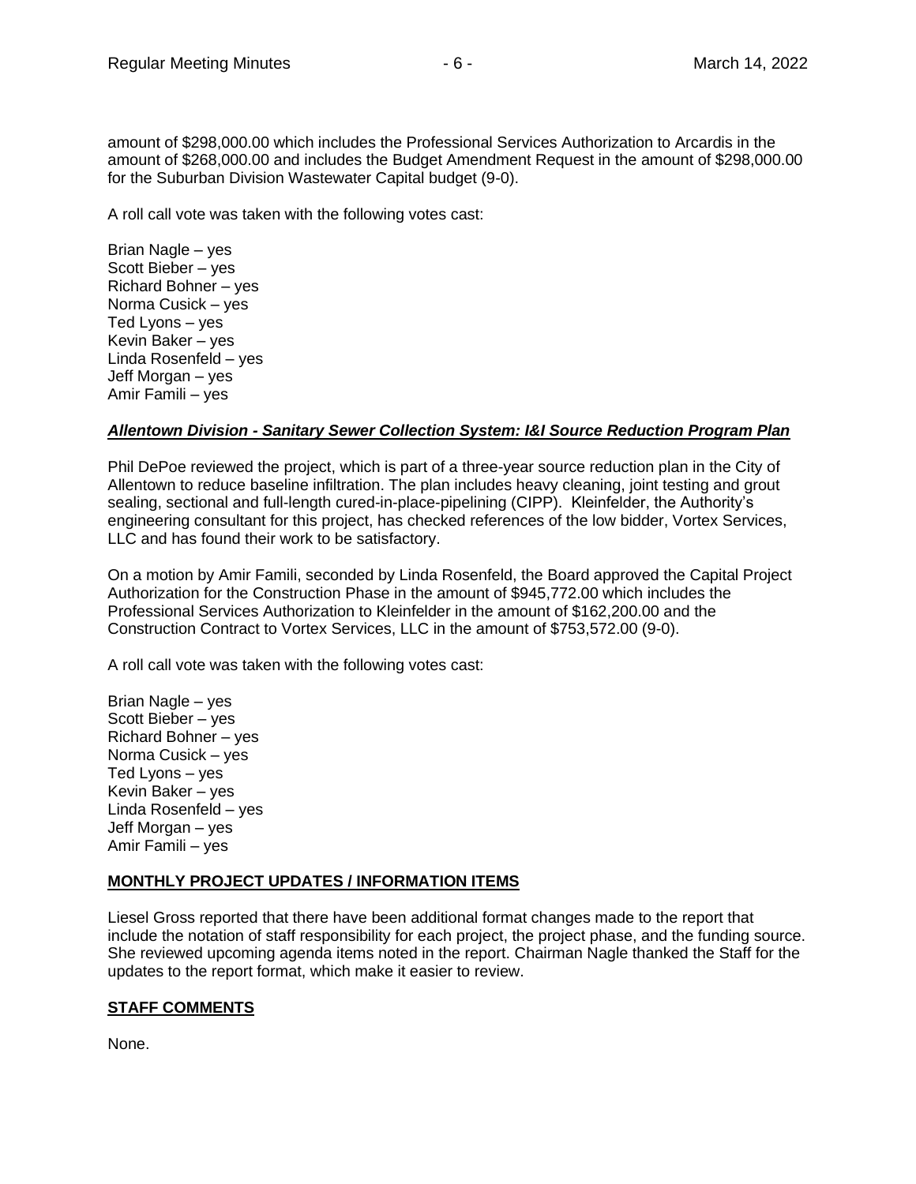amount of $298,000.00 which includes the Professional Services Authorization to Arcardis in the amount of $268,000.00 and includes the Budget Amendment Request in the amount of $298,000.00 for the Suburban Division Wastewater Capital budget (9-0).

A roll call vote was taken with the following votes cast:

Brian Nagle – yes
Scott Bieber – yes
Richard Bohner – yes
Norma Cusick – yes
Ted Lyons – yes
Kevin Baker – yes
Linda Rosenfeld – yes
Jeff Morgan – yes
Amir Famili – yes

***Allentown Division - Sanitary Sewer Collection System: I&I Source Reduction Program Plan***

Phil DePoe reviewed the project, which is part of a three-year source reduction plan in the City of Allentown to reduce baseline infiltration. The plan includes heavy cleaning, joint testing and grout sealing, sectional and full-length cured-in-place-pipelining (CIPP). Kleinfelder, the Authority's engineering consultant for this project, has checked references of the low bidder, Vortex Services, LLC and has found their work to be satisfactory.

On a motion by Amir Famili, seconded by Linda Rosenfeld, the Board approved the Capital Project Authorization for the Construction Phase in the amount of $945,772.00 which includes the Professional Services Authorization to Kleinfelder in the amount of $162,200.00 and the Construction Contract to Vortex Services, LLC in the amount of $753,572.00 (9-0).

A roll call vote was taken with the following votes cast:

Brian Nagle – yes
Scott Bieber – yes
Richard Bohner – yes
Norma Cusick – yes
Ted Lyons – yes
Kevin Baker – yes
Linda Rosenfeld – yes
Jeff Morgan – yes
Amir Famili – yes

**MONTHLY PROJECT UPDATES / INFORMATION ITEMS**

Liesel Gross reported that there have been additional format changes made to the report that include the notation of staff responsibility for each project, the project phase, and the funding source. She reviewed upcoming agenda items noted in the report. Chairman Nagle thanked the Staff for the updates to the report format, which make it easier to review.

**STAFF COMMENTS**

None.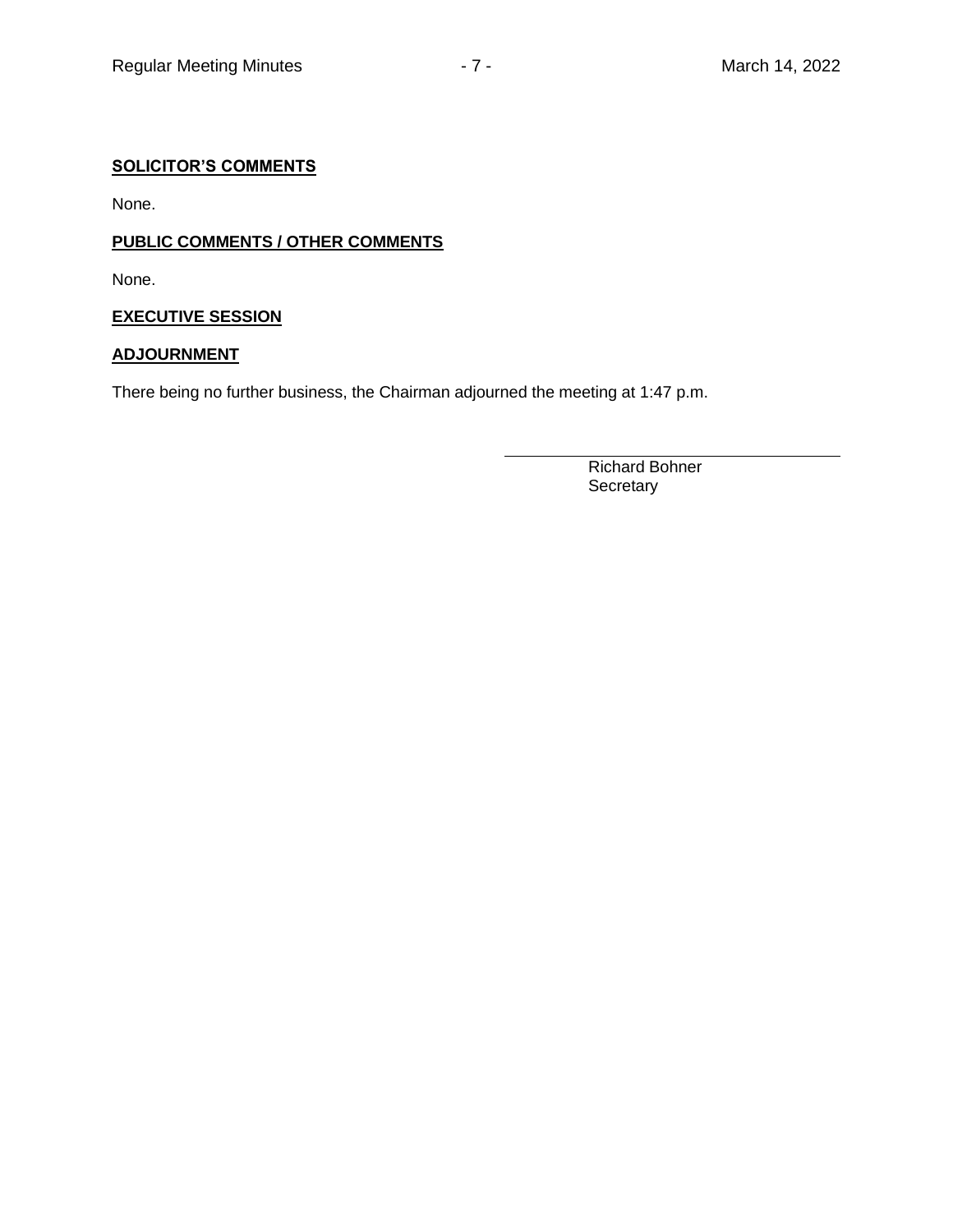**SOLICITOR'S COMMENTS**

None.

**PUBLIC COMMENTS / OTHER COMMENTS**

None.

**EXECUTIVE SESSION**

**ADJOURNMENT**

There being no further business, the Chairman adjourned the meeting at 1:47 p.m.

Richard Bohner
Secretary